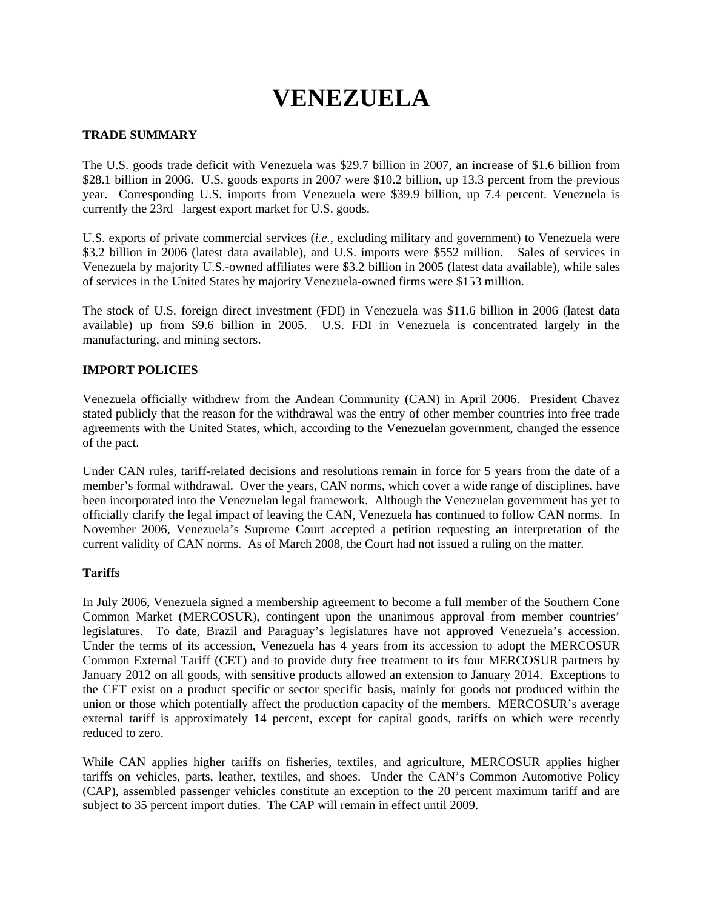# VENEZUELA

## TRADE SUMMARY

The U.S. goods trade deficit with Venezuela was $29.7 billion in 2007, an increase of $1.6 billion from $28.1 billion in 2006. U.S. goods exports in 2007 were $10.2 billion, up 13.3 percent from the previous year. Corresponding U.S. imports from Venezuela were $39.9 billion, up 7.4 percent. Venezuela is currently the 23rd largest export market for U.S. goods.

U.S. exports of private commercial services (*i.e.*, excluding military and government) to Venezuela were $3.2 billion in 2006 (latest data available), and U.S. imports were $552 million. Sales of services in Venezuela by majority U.S.-owned affiliates were $3.2 billion in 2005 (latest data available), while sales of services in the United States by majority Venezuela-owned firms were $153 million.

The stock of U.S. foreign direct investment (FDI) in Venezuela was $11.6 billion in 2006 (latest data available) up from $9.6 billion in 2005. U.S. FDI in Venezuela is concentrated largely in the manufacturing, and mining sectors.

## IMPORT POLICIES

Venezuela officially withdrew from the Andean Community (CAN) in April 2006. President Chavez stated publicly that the reason for the withdrawal was the entry of other member countries into free trade agreements with the United States, which, according to the Venezuelan government, changed the essence of the pact.

Under CAN rules, tariff-related decisions and resolutions remain in force for 5 years from the date of a member's formal withdrawal. Over the years, CAN norms, which cover a wide range of disciplines, have been incorporated into the Venezuelan legal framework. Although the Venezuelan government has yet to officially clarify the legal impact of leaving the CAN, Venezuela has continued to follow CAN norms. In November 2006, Venezuela's Supreme Court accepted a petition requesting an interpretation of the current validity of CAN norms. As of March 2008, the Court had not issued a ruling on the matter.

### Tariffs

In July 2006, Venezuela signed a membership agreement to become a full member of the Southern Cone Common Market (MERCOSUR), contingent upon the unanimous approval from member countries' legislatures. To date, Brazil and Paraguay's legislatures have not approved Venezuela's accession. Under the terms of its accession, Venezuela has 4 years from its accession to adopt the MERCOSUR Common External Tariff (CET) and to provide duty free treatment to its four MERCOSUR partners by January 2012 on all goods, with sensitive products allowed an extension to January 2014. Exceptions to the CET exist on a product specific or sector specific basis, mainly for goods not produced within the union or those which potentially affect the production capacity of the members. MERCOSUR's average external tariff is approximately 14 percent, except for capital goods, tariffs on which were recently reduced to zero.

While CAN applies higher tariffs on fisheries, textiles, and agriculture, MERCOSUR applies higher tariffs on vehicles, parts, leather, textiles, and shoes. Under the CAN's Common Automotive Policy (CAP), assembled passenger vehicles constitute an exception to the 20 percent maximum tariff and are subject to 35 percent import duties. The CAP will remain in effect until 2009.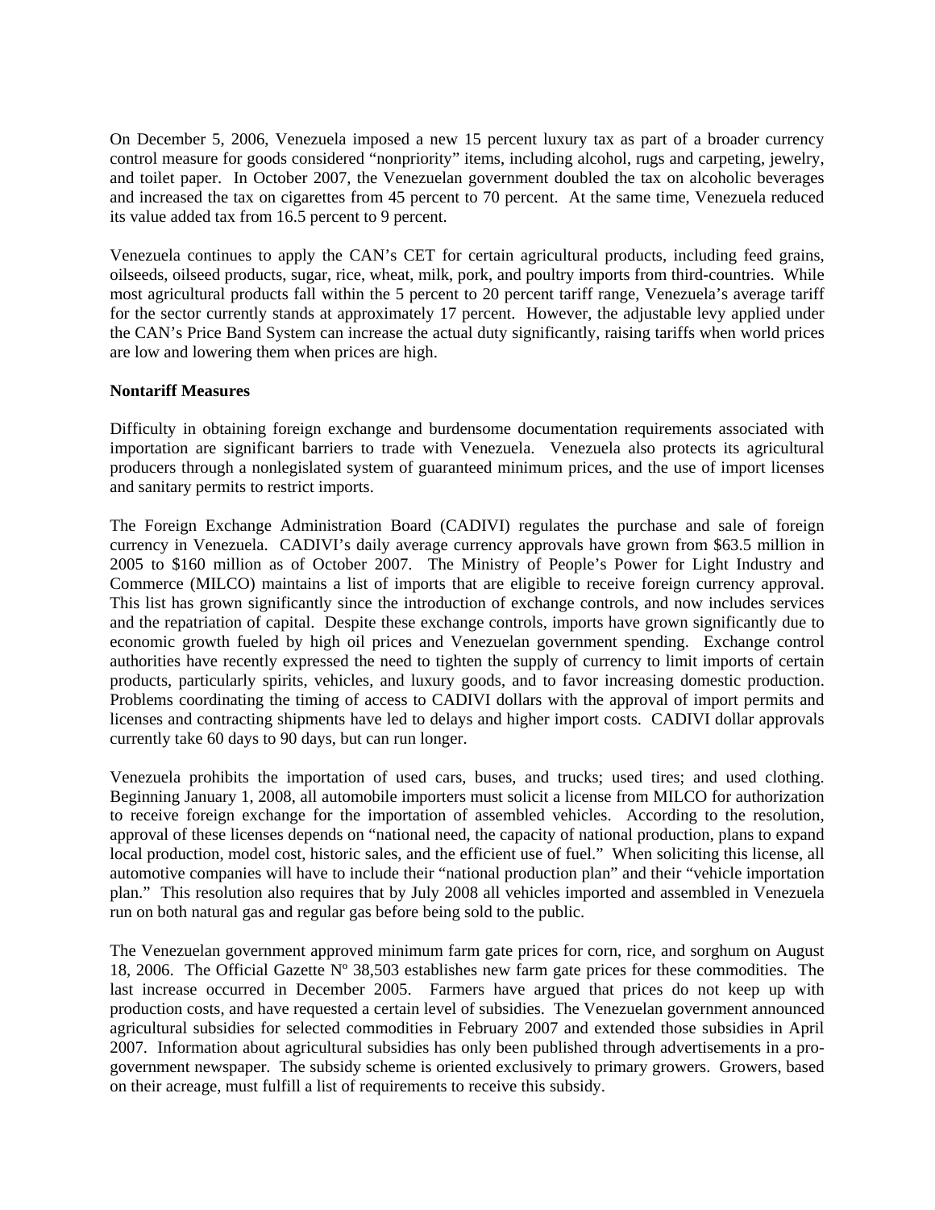On December 5, 2006, Venezuela imposed a new 15 percent luxury tax as part of a broader currency control measure for goods considered "nonpriority" items, including alcohol, rugs and carpeting, jewelry, and toilet paper. In October 2007, the Venezuelan government doubled the tax on alcoholic beverages and increased the tax on cigarettes from 45 percent to 70 percent. At the same time, Venezuela reduced its value added tax from 16.5 percent to 9 percent.

Venezuela continues to apply the CAN's CET for certain agricultural products, including feed grains, oilseeds, oilseed products, sugar, rice, wheat, milk, pork, and poultry imports from third-countries. While most agricultural products fall within the 5 percent to 20 percent tariff range, Venezuela's average tariff for the sector currently stands at approximately 17 percent. However, the adjustable levy applied under the CAN's Price Band System can increase the actual duty significantly, raising tariffs when world prices are low and lowering them when prices are high.

**Nontariff Measures**

Difficulty in obtaining foreign exchange and burdensome documentation requirements associated with importation are significant barriers to trade with Venezuela. Venezuela also protects its agricultural producers through a nonlegislated system of guaranteed minimum prices, and the use of import licenses and sanitary permits to restrict imports.

The Foreign Exchange Administration Board (CADIVI) regulates the purchase and sale of foreign currency in Venezuela. CADIVI's daily average currency approvals have grown from $63.5 million in 2005 to $160 million as of October 2007. The Ministry of People's Power for Light Industry and Commerce (MILCO) maintains a list of imports that are eligible to receive foreign currency approval. This list has grown significantly since the introduction of exchange controls, and now includes services and the repatriation of capital. Despite these exchange controls, imports have grown significantly due to economic growth fueled by high oil prices and Venezuelan government spending. Exchange control authorities have recently expressed the need to tighten the supply of currency to limit imports of certain products, particularly spirits, vehicles, and luxury goods, and to favor increasing domestic production. Problems coordinating the timing of access to CADIVI dollars with the approval of import permits and licenses and contracting shipments have led to delays and higher import costs. CADIVI dollar approvals currently take 60 days to 90 days, but can run longer.

Venezuela prohibits the importation of used cars, buses, and trucks; used tires; and used clothing. Beginning January 1, 2008, all automobile importers must solicit a license from MILCO for authorization to receive foreign exchange for the importation of assembled vehicles. According to the resolution, approval of these licenses depends on "national need, the capacity of national production, plans to expand local production, model cost, historic sales, and the efficient use of fuel." When soliciting this license, all automotive companies will have to include their "national production plan" and their "vehicle importation plan." This resolution also requires that by July 2008 all vehicles imported and assembled in Venezuela run on both natural gas and regular gas before being sold to the public.

The Venezuelan government approved minimum farm gate prices for corn, rice, and sorghum on August 18, 2006. The Official Gazette Nº 38,503 establishes new farm gate prices for these commodities. The last increase occurred in December 2005. Farmers have argued that prices do not keep up with production costs, and have requested a certain level of subsidies. The Venezuelan government announced agricultural subsidies for selected commodities in February 2007 and extended those subsidies in April 2007. Information about agricultural subsidies has only been published through advertisements in a pro-government newspaper. The subsidy scheme is oriented exclusively to primary growers. Growers, based on their acreage, must fulfill a list of requirements to receive this subsidy.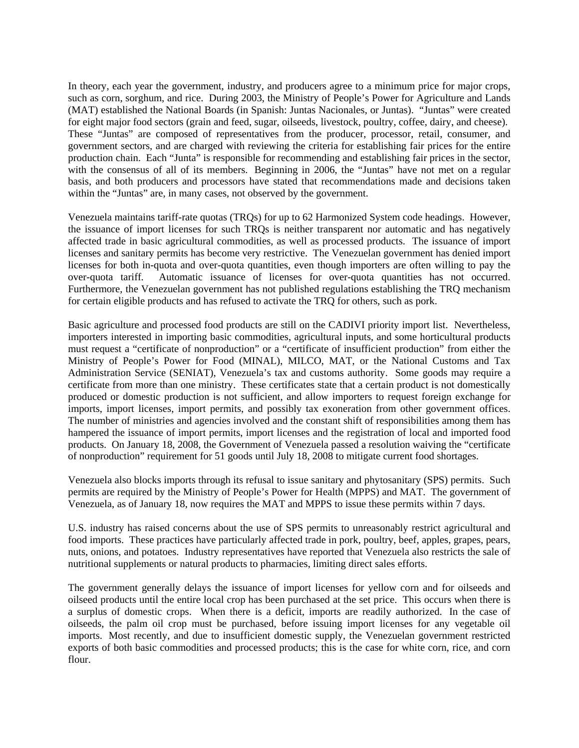In theory, each year the government, industry, and producers agree to a minimum price for major crops, such as corn, sorghum, and rice. During 2003, the Ministry of People's Power for Agriculture and Lands (MAT) established the National Boards (in Spanish: Juntas Nacionales, or Juntas). "Juntas" were created for eight major food sectors (grain and feed, sugar, oilseeds, livestock, poultry, coffee, dairy, and cheese). These "Juntas" are composed of representatives from the producer, processor, retail, consumer, and government sectors, and are charged with reviewing the criteria for establishing fair prices for the entire production chain. Each "Junta" is responsible for recommending and establishing fair prices in the sector, with the consensus of all of its members. Beginning in 2006, the "Juntas" have not met on a regular basis, and both producers and processors have stated that recommendations made and decisions taken within the "Juntas" are, in many cases, not observed by the government.

Venezuela maintains tariff-rate quotas (TRQs) for up to 62 Harmonized System code headings. However, the issuance of import licenses for such TRQs is neither transparent nor automatic and has negatively affected trade in basic agricultural commodities, as well as processed products. The issuance of import licenses and sanitary permits has become very restrictive. The Venezuelan government has denied import licenses for both in-quota and over-quota quantities, even though importers are often willing to pay the over-quota tariff. Automatic issuance of licenses for over-quota quantities has not occurred. Furthermore, the Venezuelan government has not published regulations establishing the TRQ mechanism for certain eligible products and has refused to activate the TRQ for others, such as pork.

Basic agriculture and processed food products are still on the CADIVI priority import list. Nevertheless, importers interested in importing basic commodities, agricultural inputs, and some horticultural products must request a "certificate of nonproduction" or a "certificate of insufficient production" from either the Ministry of People's Power for Food (MINAL), MILCO, MAT, or the National Customs and Tax Administration Service (SENIAT), Venezuela's tax and customs authority. Some goods may require a certificate from more than one ministry. These certificates state that a certain product is not domestically produced or domestic production is not sufficient, and allow importers to request foreign exchange for imports, import licenses, import permits, and possibly tax exoneration from other government offices. The number of ministries and agencies involved and the constant shift of responsibilities among them has hampered the issuance of import permits, import licenses and the registration of local and imported food products. On January 18, 2008, the Government of Venezuela passed a resolution waiving the "certificate of nonproduction" requirement for 51 goods until July 18, 2008 to mitigate current food shortages.

Venezuela also blocks imports through its refusal to issue sanitary and phytosanitary (SPS) permits. Such permits are required by the Ministry of People's Power for Health (MPPS) and MAT. The government of Venezuela, as of January 18, now requires the MAT and MPPS to issue these permits within 7 days.

U.S. industry has raised concerns about the use of SPS permits to unreasonably restrict agricultural and food imports. These practices have particularly affected trade in pork, poultry, beef, apples, grapes, pears, nuts, onions, and potatoes. Industry representatives have reported that Venezuela also restricts the sale of nutritional supplements or natural products to pharmacies, limiting direct sales efforts.

The government generally delays the issuance of import licenses for yellow corn and for oilseeds and oilseed products until the entire local crop has been purchased at the set price. This occurs when there is a surplus of domestic crops. When there is a deficit, imports are readily authorized. In the case of oilseeds, the palm oil crop must be purchased, before issuing import licenses for any vegetable oil imports. Most recently, and due to insufficient domestic supply, the Venezuelan government restricted exports of both basic commodities and processed products; this is the case for white corn, rice, and corn flour.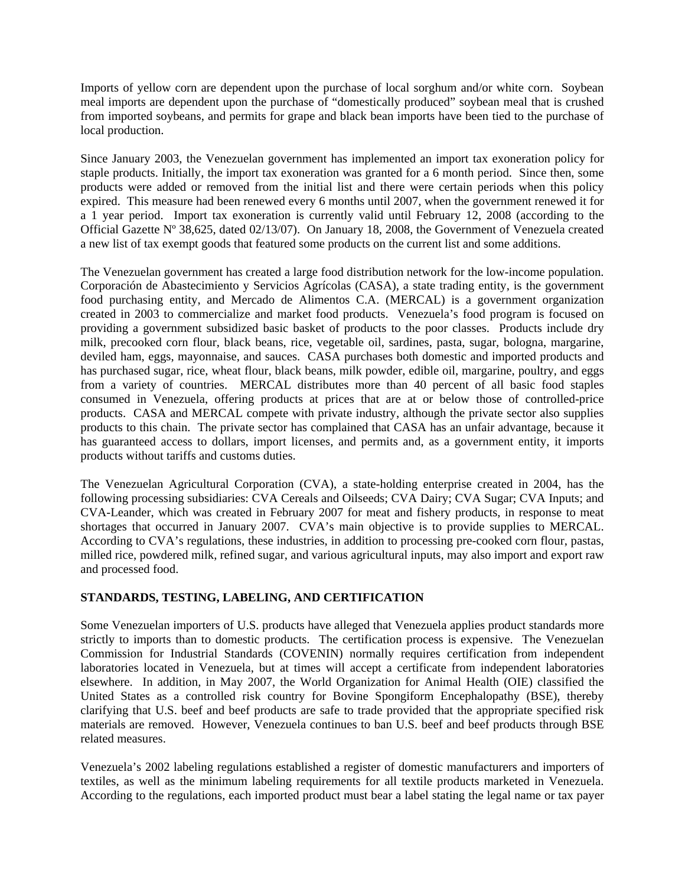Imports of yellow corn are dependent upon the purchase of local sorghum and/or white corn. Soybean meal imports are dependent upon the purchase of "domestically produced" soybean meal that is crushed from imported soybeans, and permits for grape and black bean imports have been tied to the purchase of local production.

Since January 2003, the Venezuelan government has implemented an import tax exoneration policy for staple products. Initially, the import tax exoneration was granted for a 6 month period. Since then, some products were added or removed from the initial list and there were certain periods when this policy expired. This measure had been renewed every 6 months until 2007, when the government renewed it for a 1 year period. Import tax exoneration is currently valid until February 12, 2008 (according to the Official Gazette Nº 38,625, dated 02/13/07). On January 18, 2008, the Government of Venezuela created a new list of tax exempt goods that featured some products on the current list and some additions.

The Venezuelan government has created a large food distribution network for the low-income population. Corporación de Abastecimiento y Servicios Agrícolas (CASA), a state trading entity, is the government food purchasing entity, and Mercado de Alimentos C.A. (MERCAL) is a government organization created in 2003 to commercialize and market food products. Venezuela's food program is focused on providing a government subsidized basic basket of products to the poor classes. Products include dry milk, precooked corn flour, black beans, rice, vegetable oil, sardines, pasta, sugar, bologna, margarine, deviled ham, eggs, mayonnaise, and sauces. CASA purchases both domestic and imported products and has purchased sugar, rice, wheat flour, black beans, milk powder, edible oil, margarine, poultry, and eggs from a variety of countries. MERCAL distributes more than 40 percent of all basic food staples consumed in Venezuela, offering products at prices that are at or below those of controlled-price products. CASA and MERCAL compete with private industry, although the private sector also supplies products to this chain. The private sector has complained that CASA has an unfair advantage, because it has guaranteed access to dollars, import licenses, and permits and, as a government entity, it imports products without tariffs and customs duties.

The Venezuelan Agricultural Corporation (CVA), a state-holding enterprise created in 2004, has the following processing subsidiaries: CVA Cereals and Oilseeds; CVA Dairy; CVA Sugar; CVA Inputs; and CVA-Leander, which was created in February 2007 for meat and fishery products, in response to meat shortages that occurred in January 2007. CVA's main objective is to provide supplies to MERCAL. According to CVA's regulations, these industries, in addition to processing pre-cooked corn flour, pastas, milled rice, powdered milk, refined sugar, and various agricultural inputs, may also import and export raw and processed food.

## STANDARDS, TESTING, LABELING, AND CERTIFICATION

Some Venezuelan importers of U.S. products have alleged that Venezuela applies product standards more strictly to imports than to domestic products. The certification process is expensive. The Venezuelan Commission for Industrial Standards (COVENIN) normally requires certification from independent laboratories located in Venezuela, but at times will accept a certificate from independent laboratories elsewhere. In addition, in May 2007, the World Organization for Animal Health (OIE) classified the United States as a controlled risk country for Bovine Spongiform Encephalopathy (BSE), thereby clarifying that U.S. beef and beef products are safe to trade provided that the appropriate specified risk materials are removed. However, Venezuela continues to ban U.S. beef and beef products through BSE related measures.

Venezuela's 2002 labeling regulations established a register of domestic manufacturers and importers of textiles, as well as the minimum labeling requirements for all textile products marketed in Venezuela. According to the regulations, each imported product must bear a label stating the legal name or tax payer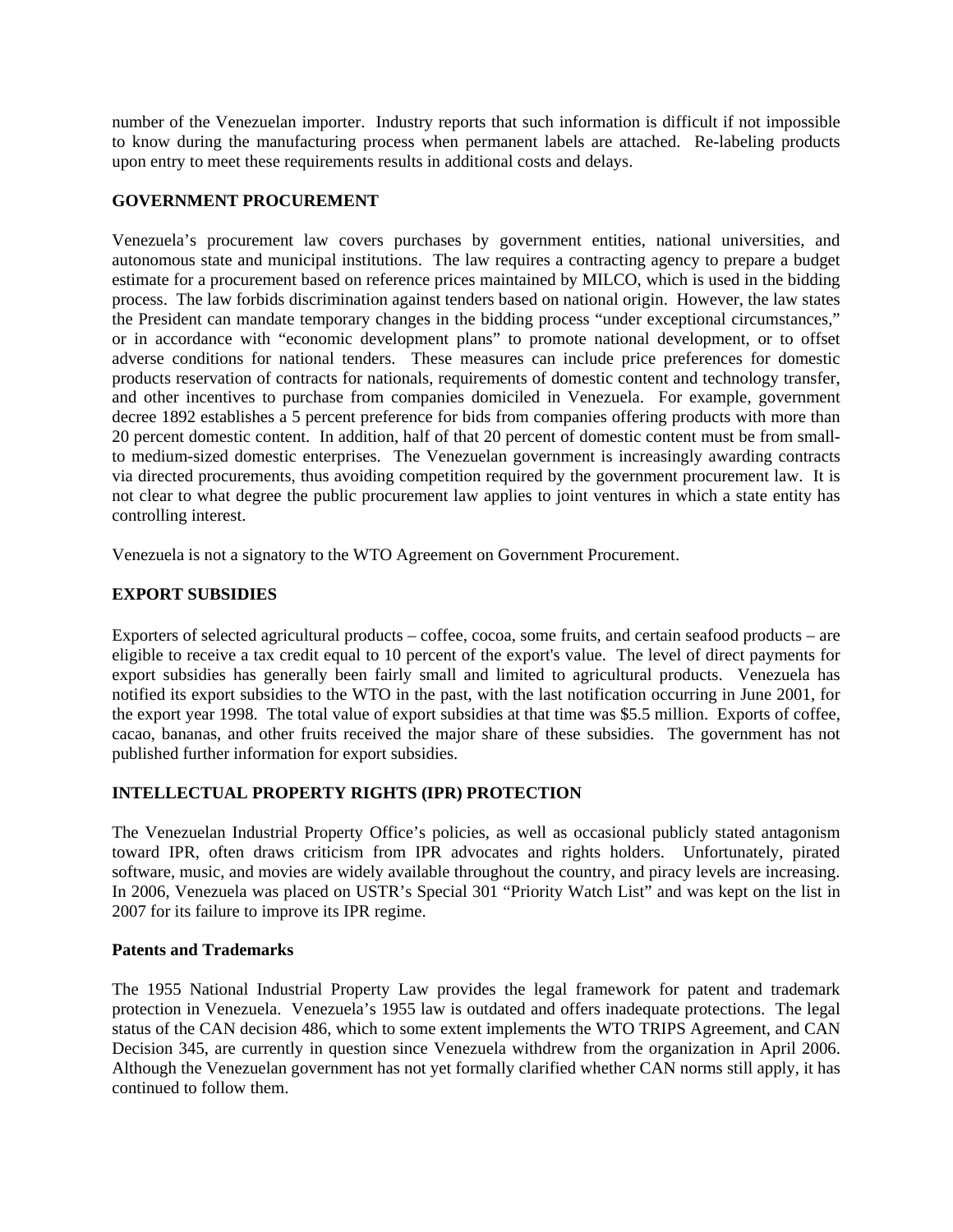number of the Venezuelan importer. Industry reports that such information is difficult if not impossible to know during the manufacturing process when permanent labels are attached. Re-labeling products upon entry to meet these requirements results in additional costs and delays.

## GOVERNMENT PROCUREMENT

Venezuela's procurement law covers purchases by government entities, national universities, and autonomous state and municipal institutions. The law requires a contracting agency to prepare a budget estimate for a procurement based on reference prices maintained by MILCO, which is used in the bidding process. The law forbids discrimination against tenders based on national origin. However, the law states the President can mandate temporary changes in the bidding process "under exceptional circumstances," or in accordance with "economic development plans" to promote national development, or to offset adverse conditions for national tenders. These measures can include price preferences for domestic products reservation of contracts for nationals, requirements of domestic content and technology transfer, and other incentives to purchase from companies domiciled in Venezuela. For example, government decree 1892 establishes a 5 percent preference for bids from companies offering products with more than 20 percent domestic content. In addition, half of that 20 percent of domestic content must be from small-to medium-sized domestic enterprises. The Venezuelan government is increasingly awarding contracts via directed procurements, thus avoiding competition required by the government procurement law. It is not clear to what degree the public procurement law applies to joint ventures in which a state entity has controlling interest.

Venezuela is not a signatory to the WTO Agreement on Government Procurement.

## EXPORT SUBSIDIES

Exporters of selected agricultural products – coffee, cocoa, some fruits, and certain seafood products – are eligible to receive a tax credit equal to 10 percent of the export's value. The level of direct payments for export subsidies has generally been fairly small and limited to agricultural products. Venezuela has notified its export subsidies to the WTO in the past, with the last notification occurring in June 2001, for the export year 1998. The total value of export subsidies at that time was $5.5 million. Exports of coffee, cacao, bananas, and other fruits received the major share of these subsidies. The government has not published further information for export subsidies.

## INTELLECTUAL PROPERTY RIGHTS (IPR) PROTECTION

The Venezuelan Industrial Property Office's policies, as well as occasional publicly stated antagonism toward IPR, often draws criticism from IPR advocates and rights holders. Unfortunately, pirated software, music, and movies are widely available throughout the country, and piracy levels are increasing. In 2006, Venezuela was placed on USTR's Special 301 "Priority Watch List" and was kept on the list in 2007 for its failure to improve its IPR regime.

### Patents and Trademarks

The 1955 National Industrial Property Law provides the legal framework for patent and trademark protection in Venezuela. Venezuela's 1955 law is outdated and offers inadequate protections. The legal status of the CAN decision 486, which to some extent implements the WTO TRIPS Agreement, and CAN Decision 345, are currently in question since Venezuela withdrew from the organization in April 2006. Although the Venezuelan government has not yet formally clarified whether CAN norms still apply, it has continued to follow them.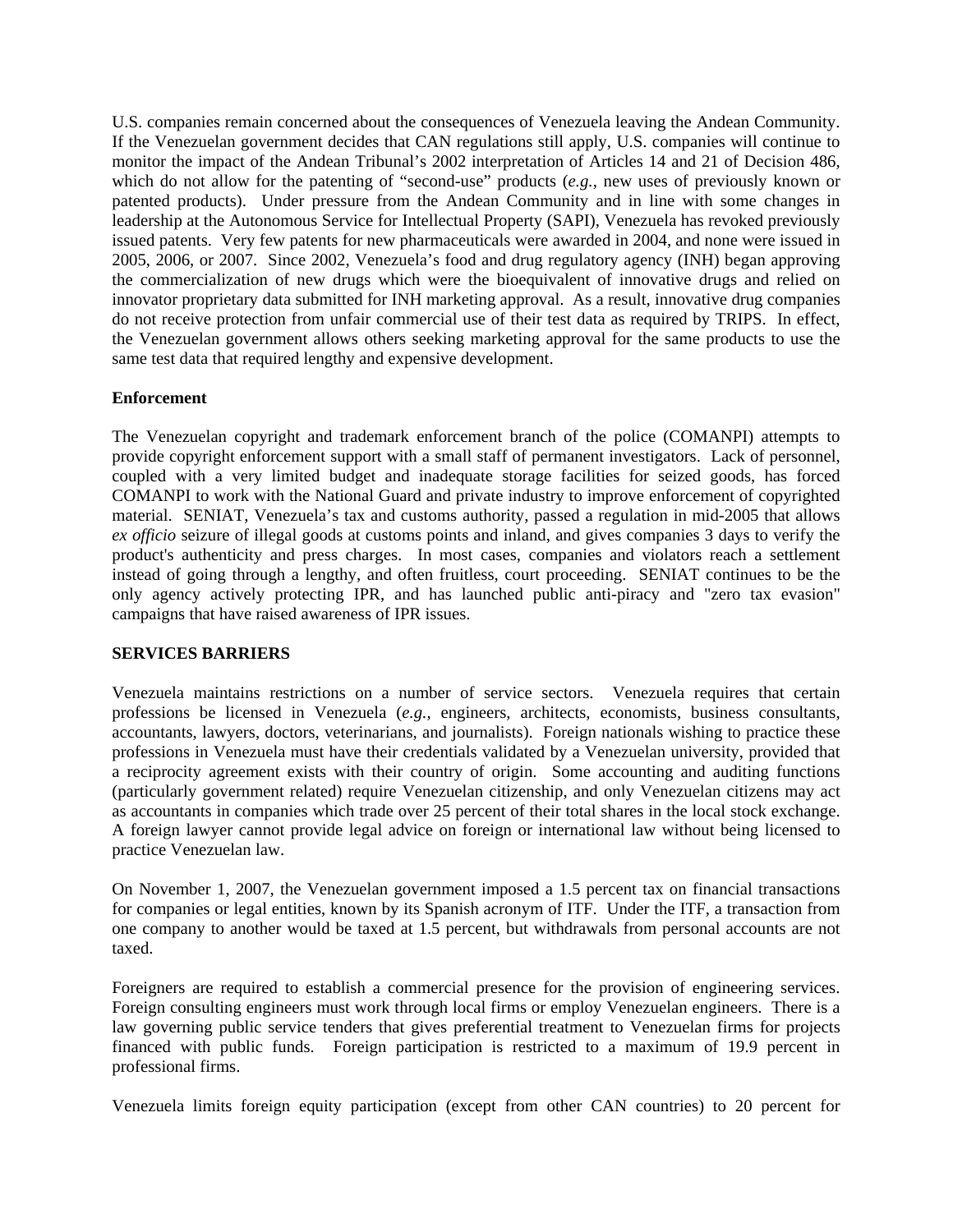U.S. companies remain concerned about the consequences of Venezuela leaving the Andean Community. If the Venezuelan government decides that CAN regulations still apply, U.S. companies will continue to monitor the impact of the Andean Tribunal's 2002 interpretation of Articles 14 and 21 of Decision 486, which do not allow for the patenting of "second-use" products (*e.g.*, new uses of previously known or patented products). Under pressure from the Andean Community and in line with some changes in leadership at the Autonomous Service for Intellectual Property (SAPI), Venezuela has revoked previously issued patents. Very few patents for new pharmaceuticals were awarded in 2004, and none were issued in 2005, 2006, or 2007. Since 2002, Venezuela's food and drug regulatory agency (INH) began approving the commercialization of new drugs which were the bioequivalent of innovative drugs and relied on innovator proprietary data submitted for INH marketing approval. As a result, innovative drug companies do not receive protection from unfair commercial use of their test data as required by TRIPS. In effect, the Venezuelan government allows others seeking marketing approval for the same products to use the same test data that required lengthy and expensive development.

**Enforcement**

The Venezuelan copyright and trademark enforcement branch of the police (COMANPI) attempts to provide copyright enforcement support with a small staff of permanent investigators. Lack of personnel, coupled with a very limited budget and inadequate storage facilities for seized goods, has forced COMANPI to work with the National Guard and private industry to improve enforcement of copyrighted material. SENIAT, Venezuela's tax and customs authority, passed a regulation in mid-2005 that allows *ex officio* seizure of illegal goods at customs points and inland, and gives companies 3 days to verify the product's authenticity and press charges. In most cases, companies and violators reach a settlement instead of going through a lengthy, and often fruitless, court proceeding. SENIAT continues to be the only agency actively protecting IPR, and has launched public anti-piracy and "zero tax evasion" campaigns that have raised awareness of IPR issues.

**SERVICES BARRIERS**

Venezuela maintains restrictions on a number of service sectors. Venezuela requires that certain professions be licensed in Venezuela (*e.g.*, engineers, architects, economists, business consultants, accountants, lawyers, doctors, veterinarians, and journalists). Foreign nationals wishing to practice these professions in Venezuela must have their credentials validated by a Venezuelan university, provided that a reciprocity agreement exists with their country of origin. Some accounting and auditing functions (particularly government related) require Venezuelan citizenship, and only Venezuelan citizens may act as accountants in companies which trade over 25 percent of their total shares in the local stock exchange. A foreign lawyer cannot provide legal advice on foreign or international law without being licensed to practice Venezuelan law.

On November 1, 2007, the Venezuelan government imposed a 1.5 percent tax on financial transactions for companies or legal entities, known by its Spanish acronym of ITF. Under the ITF, a transaction from one company to another would be taxed at 1.5 percent, but withdrawals from personal accounts are not taxed.

Foreigners are required to establish a commercial presence for the provision of engineering services. Foreign consulting engineers must work through local firms or employ Venezuelan engineers. There is a law governing public service tenders that gives preferential treatment to Venezuelan firms for projects financed with public funds. Foreign participation is restricted to a maximum of 19.9 percent in professional firms.

Venezuela limits foreign equity participation (except from other CAN countries) to 20 percent for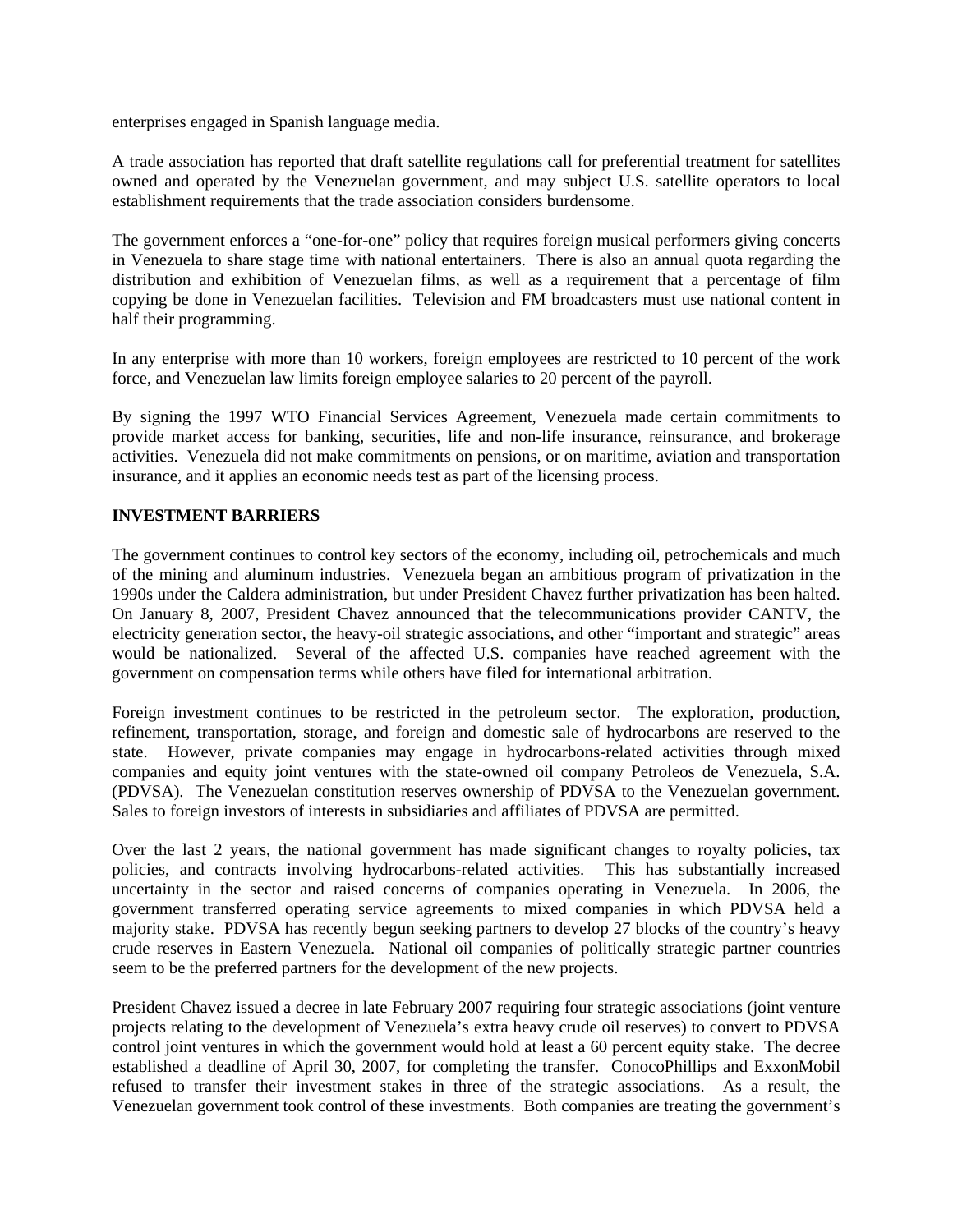enterprises engaged in Spanish language media.

A trade association has reported that draft satellite regulations call for preferential treatment for satellites owned and operated by the Venezuelan government, and may subject U.S. satellite operators to local establishment requirements that the trade association considers burdensome.

The government enforces a "one-for-one" policy that requires foreign musical performers giving concerts in Venezuela to share stage time with national entertainers. There is also an annual quota regarding the distribution and exhibition of Venezuelan films, as well as a requirement that a percentage of film copying be done in Venezuelan facilities. Television and FM broadcasters must use national content in half their programming.

In any enterprise with more than 10 workers, foreign employees are restricted to 10 percent of the work force, and Venezuelan law limits foreign employee salaries to 20 percent of the payroll.

By signing the 1997 WTO Financial Services Agreement, Venezuela made certain commitments to provide market access for banking, securities, life and non-life insurance, reinsurance, and brokerage activities. Venezuela did not make commitments on pensions, or on maritime, aviation and transportation insurance, and it applies an economic needs test as part of the licensing process.

## INVESTMENT BARRIERS

The government continues to control key sectors of the economy, including oil, petrochemicals and much of the mining and aluminum industries. Venezuela began an ambitious program of privatization in the 1990s under the Caldera administration, but under President Chavez further privatization has been halted. On January 8, 2007, President Chavez announced that the telecommunications provider CANTV, the electricity generation sector, the heavy-oil strategic associations, and other "important and strategic" areas would be nationalized. Several of the affected U.S. companies have reached agreement with the government on compensation terms while others have filed for international arbitration.

Foreign investment continues to be restricted in the petroleum sector. The exploration, production, refinement, transportation, storage, and foreign and domestic sale of hydrocarbons are reserved to the state. However, private companies may engage in hydrocarbons-related activities through mixed companies and equity joint ventures with the state-owned oil company Petroleos de Venezuela, S.A. (PDVSA). The Venezuelan constitution reserves ownership of PDVSA to the Venezuelan government. Sales to foreign investors of interests in subsidiaries and affiliates of PDVSA are permitted.

Over the last 2 years, the national government has made significant changes to royalty policies, tax policies, and contracts involving hydrocarbons-related activities. This has substantially increased uncertainty in the sector and raised concerns of companies operating in Venezuela. In 2006, the government transferred operating service agreements to mixed companies in which PDVSA held a majority stake. PDVSA has recently begun seeking partners to develop 27 blocks of the country's heavy crude reserves in Eastern Venezuela. National oil companies of politically strategic partner countries seem to be the preferred partners for the development of the new projects.

President Chavez issued a decree in late February 2007 requiring four strategic associations (joint venture projects relating to the development of Venezuela's extra heavy crude oil reserves) to convert to PDVSA control joint ventures in which the government would hold at least a 60 percent equity stake. The decree established a deadline of April 30, 2007, for completing the transfer. ConocoPhillips and ExxonMobil refused to transfer their investment stakes in three of the strategic associations. As a result, the Venezuelan government took control of these investments. Both companies are treating the government's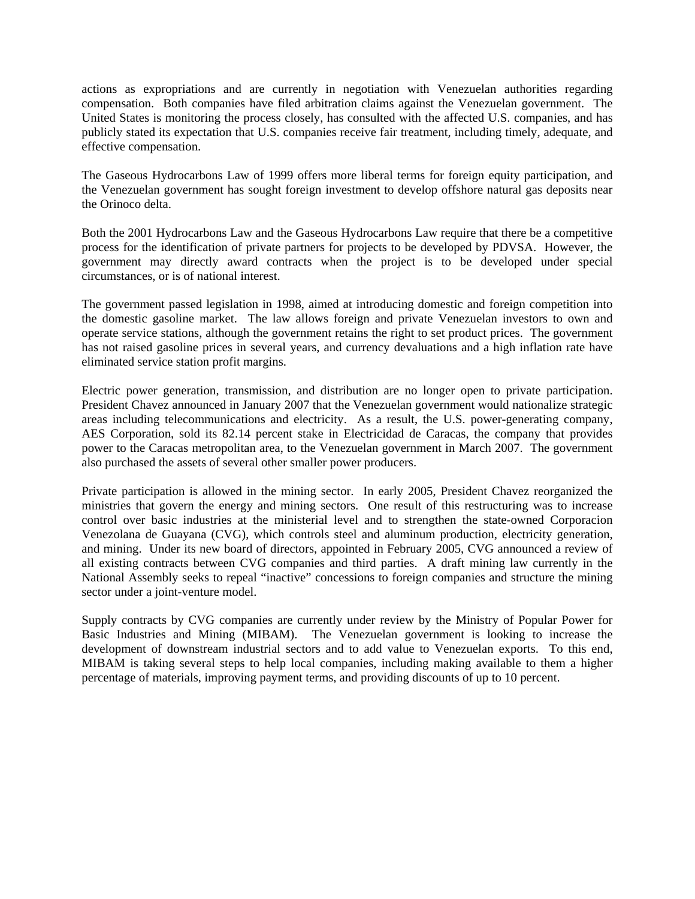actions as expropriations and are currently in negotiation with Venezuelan authorities regarding compensation. Both companies have filed arbitration claims against the Venezuelan government. The United States is monitoring the process closely, has consulted with the affected U.S. companies, and has publicly stated its expectation that U.S. companies receive fair treatment, including timely, adequate, and effective compensation.

The Gaseous Hydrocarbons Law of 1999 offers more liberal terms for foreign equity participation, and the Venezuelan government has sought foreign investment to develop offshore natural gas deposits near the Orinoco delta.

Both the 2001 Hydrocarbons Law and the Gaseous Hydrocarbons Law require that there be a competitive process for the identification of private partners for projects to be developed by PDVSA. However, the government may directly award contracts when the project is to be developed under special circumstances, or is of national interest.

The government passed legislation in 1998, aimed at introducing domestic and foreign competition into the domestic gasoline market. The law allows foreign and private Venezuelan investors to own and operate service stations, although the government retains the right to set product prices. The government has not raised gasoline prices in several years, and currency devaluations and a high inflation rate have eliminated service station profit margins.

Electric power generation, transmission, and distribution are no longer open to private participation. President Chavez announced in January 2007 that the Venezuelan government would nationalize strategic areas including telecommunications and electricity. As a result, the U.S. power-generating company, AES Corporation, sold its 82.14 percent stake in Electricidad de Caracas, the company that provides power to the Caracas metropolitan area, to the Venezuelan government in March 2007. The government also purchased the assets of several other smaller power producers.

Private participation is allowed in the mining sector. In early 2005, President Chavez reorganized the ministries that govern the energy and mining sectors. One result of this restructuring was to increase control over basic industries at the ministerial level and to strengthen the state-owned Corporacion Venezolana de Guayana (CVG), which controls steel and aluminum production, electricity generation, and mining. Under its new board of directors, appointed in February 2005, CVG announced a review of all existing contracts between CVG companies and third parties. A draft mining law currently in the National Assembly seeks to repeal "inactive" concessions to foreign companies and structure the mining sector under a joint-venture model.

Supply contracts by CVG companies are currently under review by the Ministry of Popular Power for Basic Industries and Mining (MIBAM). The Venezuelan government is looking to increase the development of downstream industrial sectors and to add value to Venezuelan exports. To this end, MIBAM is taking several steps to help local companies, including making available to them a higher percentage of materials, improving payment terms, and providing discounts of up to 10 percent.